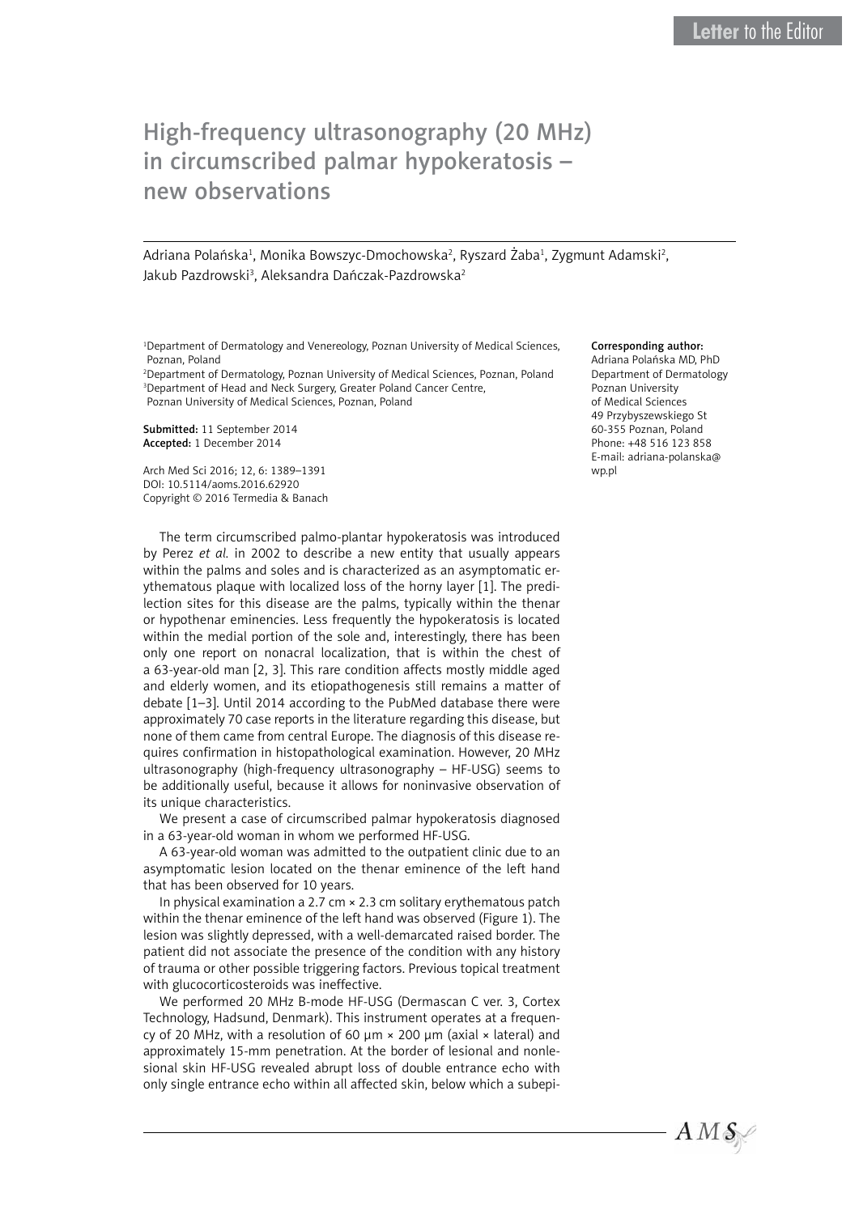Letter to the Editor

# High-frequency ultrasonography (20 MHz) in circumscribed palmar hypokeratosis – new observations

Adriana Polańska[1], Monika Bowszyc-Dmochowska[2], Ryszard Żaba[1], Zygmunt Adamski[2], Jakub Pazdrowski[3], Aleksandra Dańczak-Pazdrowska[2]

[1]Department of Dermatology and Venereology, Poznan University of Medical Sciences, Poznan, Poland
[2]Department of Dermatology, Poznan University of Medical Sciences, Poznan, Poland
[3]Department of Head and Neck Surgery, Greater Poland Cancer Centre, Poznan University of Medical Sciences, Poznan, Poland

**Submitted:** 11 September 2014
**Accepted:** 1 December 2014

Arch Med Sci 2016; 12, 6: 1389–1391
DOI: 10.5114/aoms.2016.62920
Copyright © 2016 Termedia & Banach

**Corresponding author:**
Adriana Polańska MD, PhD
Department of Dermatology
Poznan University
of Medical Sciences
49 Przybyszewskiego St
60-355 Poznan, Poland
Phone: +48 516 123 858
E-mail: adriana-polanska@wp.pl

The term circumscribed palmo-plantar hypokeratosis was introduced by Perez *et al.* in 2002 to describe a new entity that usually appears within the palms and soles and is characterized as an asymptomatic erythematous plaque with localized loss of the horny layer [1]. The predilection sites for this disease are the palms, typically within the thenar or hypothenar eminencies. Less frequently the hypokeratosis is located within the medial portion of the sole and, interestingly, there has been only one report on nonacral localization, that is within the chest of a 63-year-old man [2, 3]. This rare condition affects mostly middle aged and elderly women, and its etiopathogenesis still remains a matter of debate [1–3]. Until 2014 according to the PubMed database there were approximately 70 case reports in the literature regarding this disease, but none of them came from central Europe. The diagnosis of this disease requires confirmation in histopathological examination. However, 20 MHz ultrasonography (high-frequency ultrasonography – HF-USG) seems to be additionally useful, because it allows for noninvasive observation of its unique characteristics.

We present a case of circumscribed palmar hypokeratosis diagnosed in a 63-year-old woman in whom we performed HF-USG.

A 63-year-old woman was admitted to the outpatient clinic due to an asymptomatic lesion located on the thenar eminence of the left hand that has been observed for 10 years.

In physical examination a 2.7 cm × 2.3 cm solitary erythematous patch within the thenar eminence of the left hand was observed (Figure 1). The lesion was slightly depressed, with a well-demarcated raised border. The patient did not associate the presence of the condition with any history of trauma or other possible triggering factors. Previous topical treatment with glucocorticosteroids was ineffective.

We performed 20 MHz B-mode HF-USG (Dermascan C ver. 3, Cortex Technology, Hadsund, Denmark). This instrument operates at a frequency of 20 MHz, with a resolution of 60 μm × 200 μm (axial × lateral) and approximately 15-mm penetration. At the border of lesional and nonlesional skin HF-USG revealed abrupt loss of double entrance echo with only single entrance echo within all affected skin, below which a subepi-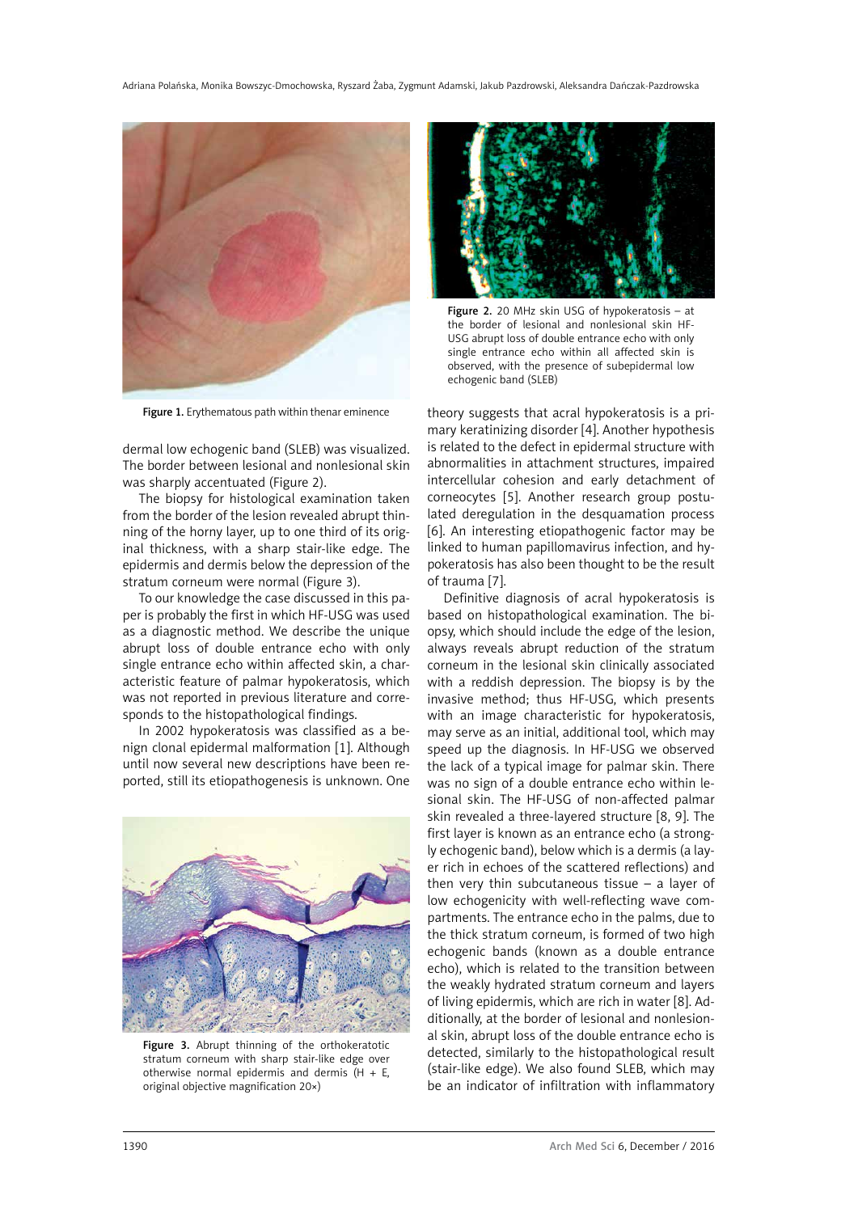Figure 1. Erythematous path within thenar eminence

Figure 2. 20 MHz skin USG of hypokeratosis – at the border of lesional and nonlesional skin HF-USG abrupt loss of double entrance echo with only single entrance echo within all affected skin is observed, with the presence of subepidermal low echogenic band (SLEB)

dermal low echogenic band (SLEB) was visualized. The border between lesional and nonlesional skin was sharply accentuated (Figure 2).

The biopsy for histological examination taken from the border of the lesion revealed abrupt thinning of the horny layer, up to one third of its original thickness, with a sharp stair-like edge. The epidermis and dermis below the depression of the stratum corneum were normal (Figure 3).

To our knowledge the case discussed in this paper is probably the first in which HF-USG was used as a diagnostic method. We describe the unique abrupt loss of double entrance echo with only single entrance echo within affected skin, a characteristic feature of palmar hypokeratosis, which was not reported in previous literature and corresponds to the histopathological findings.

In 2002 hypokeratosis was classified as a benign clonal epidermal malformation [1]. Although until now several new descriptions have been reported, still its etiopathogenesis is unknown. One theory suggests that acral hypokeratosis is a primary keratinizing disorder [4]. Another hypothesis is related to the defect in epidermal structure with abnormalities in attachment structures, impaired intercellular cohesion and early detachment of corneocytes [5]. Another research group postulated deregulation in the desquamation process [6]. An interesting etiopathogenic factor may be linked to human papillomavirus infection, and hypokeratosis has also been thought to be the result of trauma [7].

Figure 3. Abrupt thinning of the orthokeratotic stratum corneum with sharp stair-like edge over otherwise normal epidermis and dermis (H + E, original objective magnification 20×)

Definitive diagnosis of acral hypokeratosis is based on histopathological examination. The biopsy, which should include the edge of the lesion, always reveals abrupt reduction of the stratum corneum in the lesional skin clinically associated with a reddish depression. The biopsy is by the invasive method; thus HF-USG, which presents with an image characteristic for hypokeratosis, may serve as an initial, additional tool, which may speed up the diagnosis. In HF-USG we observed the lack of a typical image for palmar skin. There was no sign of a double entrance echo within lesional skin. The HF-USG of non-affected palmar skin revealed a three-layered structure [8, 9]. The first layer is known as an entrance echo (a strongly echogenic band), below which is a dermis (a layer rich in echoes of the scattered reflections) and then very thin subcutaneous tissue – a layer of low echogenicity with well-reflecting wave compartments. The entrance echo in the palms, due to the thick stratum corneum, is formed of two high echogenic bands (known as a double entrance echo), which is related to the transition between the weakly hydrated stratum corneum and layers of living epidermis, which are rich in water [8]. Additionally, at the border of lesional and nonlesional skin, abrupt loss of the double entrance echo is detected, similarly to the histopathological result (stair-like edge). We also found SLEB, which may be an indicator of infiltration with inflammatory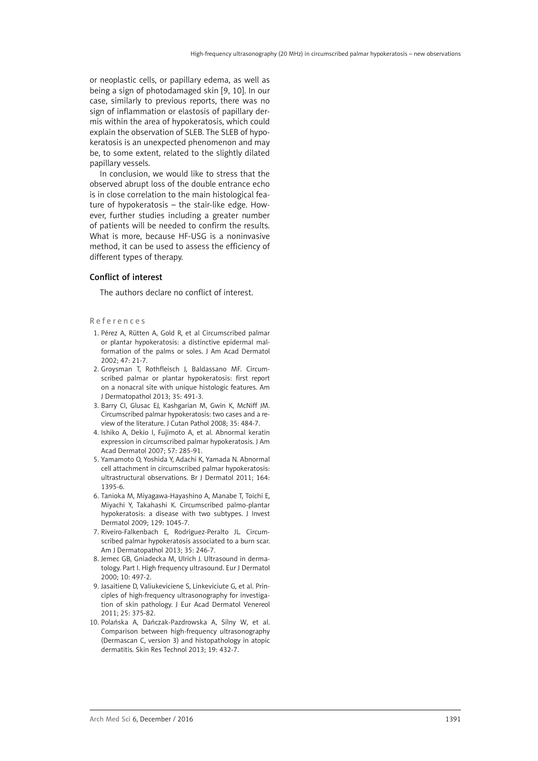or neoplastic cells, or papillary edema, as well as being a sign of photodamaged skin [9, 10]. In our case, similarly to previous reports, there was no sign of inflammation or elastosis of papillary dermis within the area of hypokeratosis, which could explain the observation of SLEB. The SLEB of hypokeratosis is an unexpected phenomenon and may be, to some extent, related to the slightly dilated papillary vessels.

In conclusion, we would like to stress that the observed abrupt loss of the double entrance echo is in close correlation to the main histological feature of hypokeratosis – the stair-like edge. However, further studies including a greater number of patients will be needed to confirm the results. What is more, because HF-USG is a noninvasive method, it can be used to assess the efficiency of different types of therapy.

## Conflict of interest

The authors declare no conflict of interest.

## References

1. Pérez A, Rütten A, Gold R, et al Circumscribed palmar or plantar hypokeratosis: a distinctive epidermal malformation of the palms or soles. J Am Acad Dermatol 2002; 47: 21-7.
2. Groysman T, Rothfleisch J, Baldassano MF. Circumscribed palmar or plantar hypokeratosis: first report on a nonacral site with unique histologic features. Am J Dermatopathol 2013; 35: 491-3.
3. Barry CI, Glusac EJ, Kashgarian M, Gwin K, McNiff JM. Circumscribed palmar hypokeratosis: two cases and a review of the literature. J Cutan Pathol 2008; 35: 484-7.
4. Ishiko A, Dekio I, Fujimoto A, et al. Abnormal keratin expression in circumscribed palmar hypokeratosis. J Am Acad Dermatol 2007; 57: 285-91.
5. Yamamoto O, Yoshida Y, Adachi K, Yamada N. Abnormal cell attachment in circumscribed palmar hypokeratosis: ultrastructural observations. Br J Dermatol 2011; 164: 1395-6.
6. Tanioka M, Miyagawa-Hayashino A, Manabe T, Toichi E, Miyachi Y, Takahashi K. Circumscribed palmo-plantar hypokeratosis: a disease with two subtypes. J Invest Dermatol 2009; 129: 1045-7.
7. Riveiro-Falkenbach E, Rodríguez-Peralto JL. Circumscribed palmar hypokeratosis associated to a burn scar. Am J Dermatopathol 2013; 35: 246-7.
8. Jemec GB, Gniadecka M, Ulrich J. Ultrasound in dermatology. Part I. High frequency ultrasound. Eur J Dermatol 2000; 10: 497-2.
9. Jasaitiene D, Valiukeviciene S, Linkeviciute G, et al. Principles of high-frequency ultrasonography for investigation of skin pathology. J Eur Acad Dermatol Venereol 2011; 25: 375-82.
10. Polańska A, Dańczak-Pazdrowska A, Silny W, et al. Comparison between high-frequency ultrasonography (Dermascan C, version 3) and histopathology in atopic dermatitis. Skin Res Technol 2013; 19: 432-7.